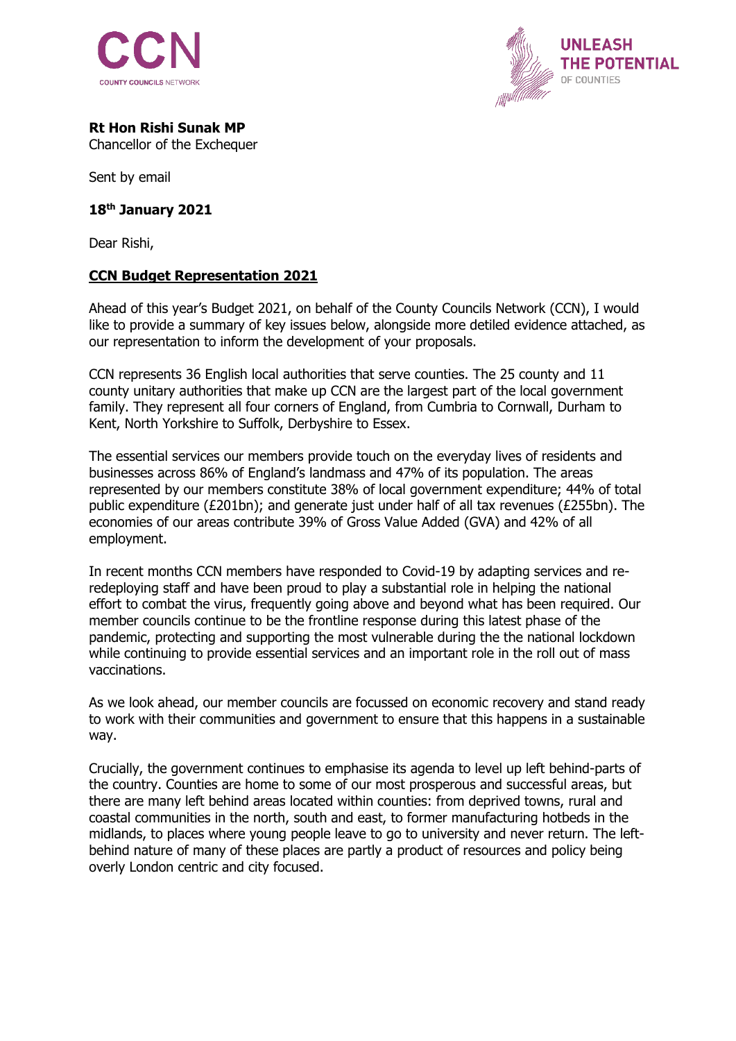CCN
COUNTY COUNCILS NETWORK

UNLEASH THE POTENTIAL OF COUNTIES

**Rt Hon Rishi Sunak MP**
Chancellor of the Exchequer

Sent by email

**18th January 2021**

Dear Rishi,

**CCN Budget Representation 2021**

Ahead of this year's Budget 2021, on behalf of the County Councils Network (CCN), I would like to provide a summary of key issues below, alongside more detiled evidence attached, as our representation to inform the development of your proposals.

CCN represents 36 English local authorities that serve counties. The 25 county and 11 county unitary authorities that make up CCN are the largest part of the local government family. They represent all four corners of England, from Cumbria to Cornwall, Durham to Kent, North Yorkshire to Suffolk, Derbyshire to Essex.

The essential services our members provide touch on the everyday lives of residents and businesses across 86% of England's landmass and 47% of its population. The areas represented by our members constitute 38% of local government expenditure; 44% of total public expenditure (£201bn); and generate just under half of all tax revenues (£255bn). The economies of our areas contribute 39% of Gross Value Added (GVA) and 42% of all employment.

In recent months CCN members have responded to Covid-19 by adapting services and re-redeploying staff and have been proud to play a substantial role in helping the national effort to combat the virus, frequently going above and beyond what has been required. Our member councils continue to be the frontline response during this latest phase of the pandemic, protecting and supporting the most vulnerable during the the national lockdown while continuing to provide essential services and an important role in the roll out of mass vaccinations.

As we look ahead, our member councils are focussed on economic recovery and stand ready to work with their communities and government to ensure that this happens in a sustainable way.

Crucially, the government continues to emphasise its agenda to level up left behind-parts of the country. Counties are home to some of our most prosperous and successful areas, but there are many left behind areas located within counties: from deprived towns, rural and coastal communities in the north, south and east, to former manufacturing hotbeds in the midlands, to places where young people leave to go to university and never return. The left-behind nature of many of these places are partly a product of resources and policy being overly London centric and city focused.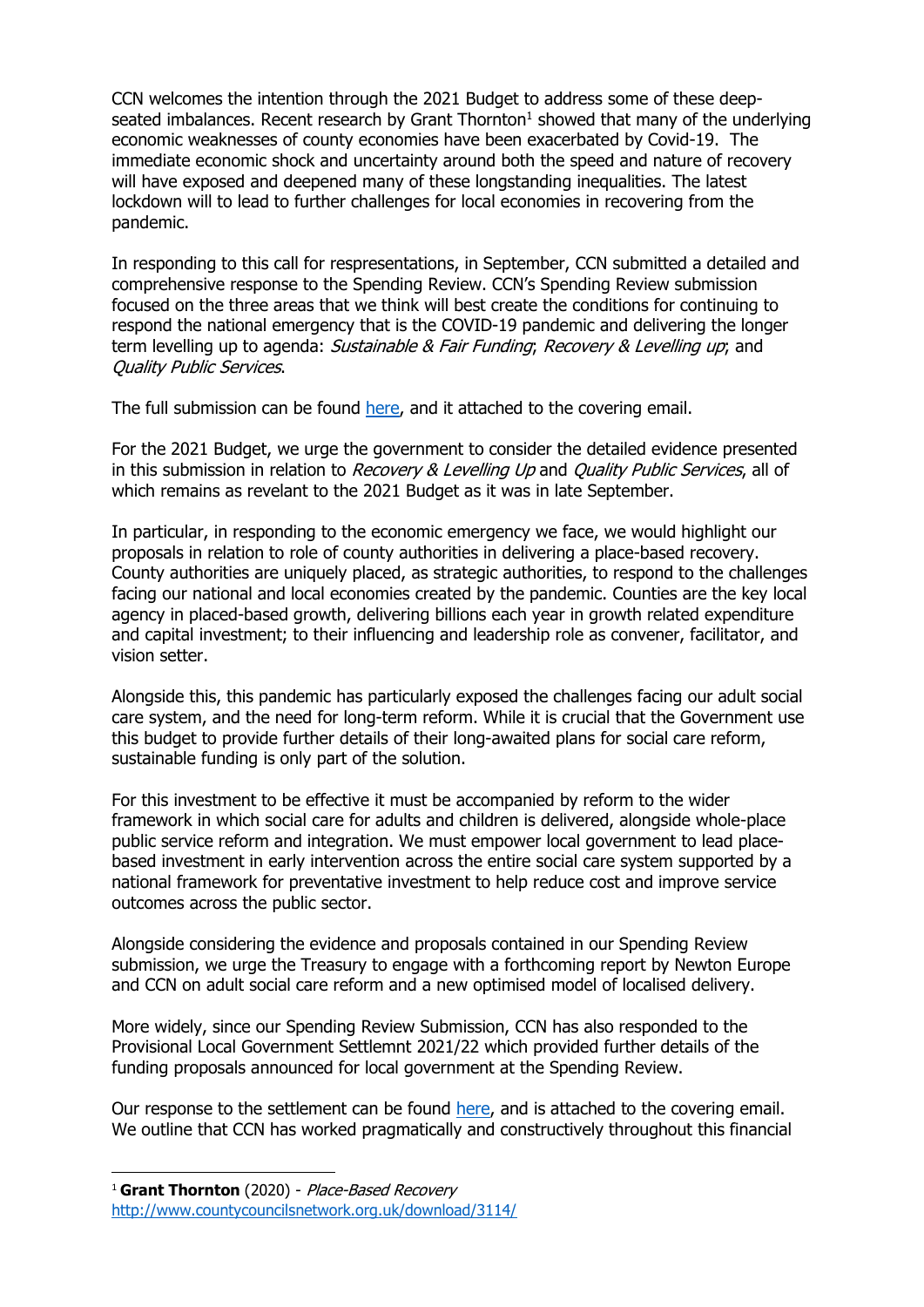CCN welcomes the intention through the 2021 Budget to address some of these deep-seated imbalances. Recent research by Grant Thornton[1] showed that many of the underlying economic weaknesses of county economies have been exacerbated by Covid-19. The immediate economic shock and uncertainty around both the speed and nature of recovery will have exposed and deepened many of these longstanding inequalities. The latest lockdown will to lead to further challenges for local economies in recovering from the pandemic.

In responding to this call for respresentations, in September, CCN submitted a detailed and comprehensive response to the Spending Review. CCN's Spending Review submission focused on the three areas that we think will best create the conditions for continuing to respond the national emergency that is the COVID-19 pandemic and delivering the longer term levelling up to agenda: *Sustainable & Fair Funding*; *Recovery & Levelling up*; and *Quality Public Services*.

The full submission can be found [here](), and it attached to the covering email.

For the 2021 Budget, we urge the government to consider the detailed evidence presented in this submission in relation to *Recovery & Levelling Up* and *Quality Public Services*, all of which remains as revelant to the 2021 Budget as it was in late September.

In particular, in responding to the economic emergency we face, we would highlight our proposals in relation to role of county authorities in delivering a place-based recovery. County authorities are uniquely placed, as strategic authorities, to respond to the challenges facing our national and local economies created by the pandemic. Counties are the key local agency in placed-based growth, delivering billions each year in growth related expenditure and capital investment; to their influencing and leadership role as convener, facilitator, and vision setter.

Alongside this, this pandemic has particularly exposed the challenges facing our adult social care system, and the need for long-term reform. While it is crucial that the Government use this budget to provide further details of their long-awaited plans for social care reform, sustainable funding is only part of the solution.

For this investment to be effective it must be accompanied by reform to the wider framework in which social care for adults and children is delivered, alongside whole-place public service reform and integration. We must empower local government to lead place-based investment in early intervention across the entire social care system supported by a national framework for preventative investment to help reduce cost and improve service outcomes across the public sector.

Alongside considering the evidence and proposals contained in our Spending Review submission, we urge the Treasury to engage with a forthcoming report by Newton Europe and CCN on adult social care reform and a new optimised model of localised delivery.

More widely, since our Spending Review Submission, CCN has also responded to the Provisional Local Government Settlemnt 2021/22 which provided further details of the funding proposals announced for local government at the Spending Review.

Our response to the settlement can be found [here](), and is attached to the covering email. We outline that CCN has worked pragmatically and constructively throughout this financial

---

[1] **Grant Thornton** (2020) - *Place-Based Recovery*
http://www.countycouncilsnetwork.org.uk/download/3114/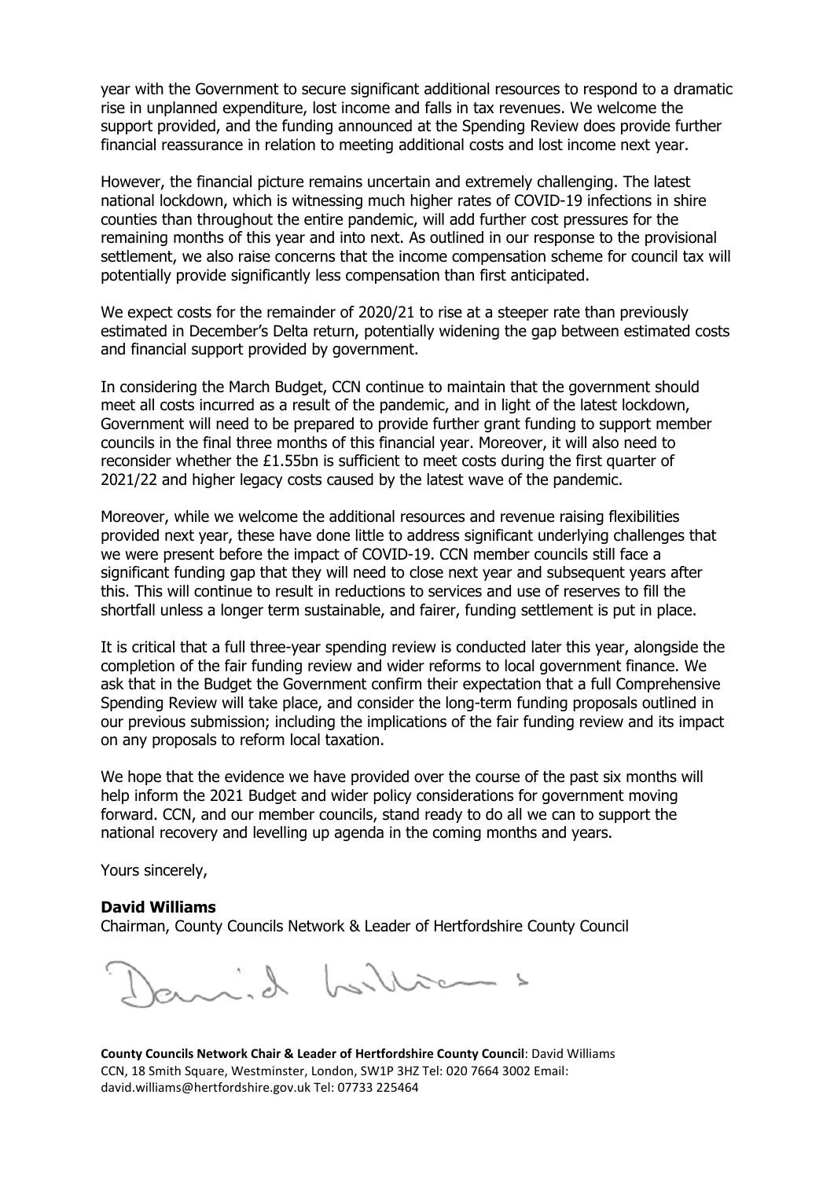year with the Government to secure significant additional resources to respond to a dramatic rise in unplanned expenditure, lost income and falls in tax revenues. We welcome the support provided, and the funding announced at the Spending Review does provide further financial reassurance in relation to meeting additional costs and lost income next year.

However, the financial picture remains uncertain and extremely challenging. The latest national lockdown, which is witnessing much higher rates of COVID-19 infections in shire counties than throughout the entire pandemic, will add further cost pressures for the remaining months of this year and into next. As outlined in our response to the provisional settlement, we also raise concerns that the income compensation scheme for council tax will potentially provide significantly less compensation than first anticipated.

We expect costs for the remainder of 2020/21 to rise at a steeper rate than previously estimated in December's Delta return, potentially widening the gap between estimated costs and financial support provided by government.

In considering the March Budget, CCN continue to maintain that the government should meet all costs incurred as a result of the pandemic, and in light of the latest lockdown, Government will need to be prepared to provide further grant funding to support member councils in the final three months of this financial year. Moreover, it will also need to reconsider whether the £1.55bn is sufficient to meet costs during the first quarter of 2021/22 and higher legacy costs caused by the latest wave of the pandemic.

Moreover, while we welcome the additional resources and revenue raising flexibilities provided next year, these have done little to address significant underlying challenges that we were present before the impact of COVID-19. CCN member councils still face a significant funding gap that they will need to close next year and subsequent years after this. This will continue to result in reductions to services and use of reserves to fill the shortfall unless a longer term sustainable, and fairer, funding settlement is put in place.

It is critical that a full three-year spending review is conducted later this year, alongside the completion of the fair funding review and wider reforms to local government finance. We ask that in the Budget the Government confirm their expectation that a full Comprehensive Spending Review will take place, and consider the long-term funding proposals outlined in our previous submission; including the implications of the fair funding review and its impact on any proposals to reform local taxation.

We hope that the evidence we have provided over the course of the past six months will help inform the 2021 Budget and wider policy considerations for government moving forward. CCN, and our member councils, stand ready to do all we can to support the national recovery and levelling up agenda in the coming months and years.

Yours sincerely,

**David Williams**
Chairman, County Councils Network & Leader of Hertfordshire County Council

David Williams

**County Councils Network Chair & Leader of Hertfordshire County Council**: David Williams
CCN, 18 Smith Square, Westminster, London, SW1P 3HZ Tel: 020 7664 3002 Email: david.williams@hertfordshire.gov.uk Tel: 07733 225464